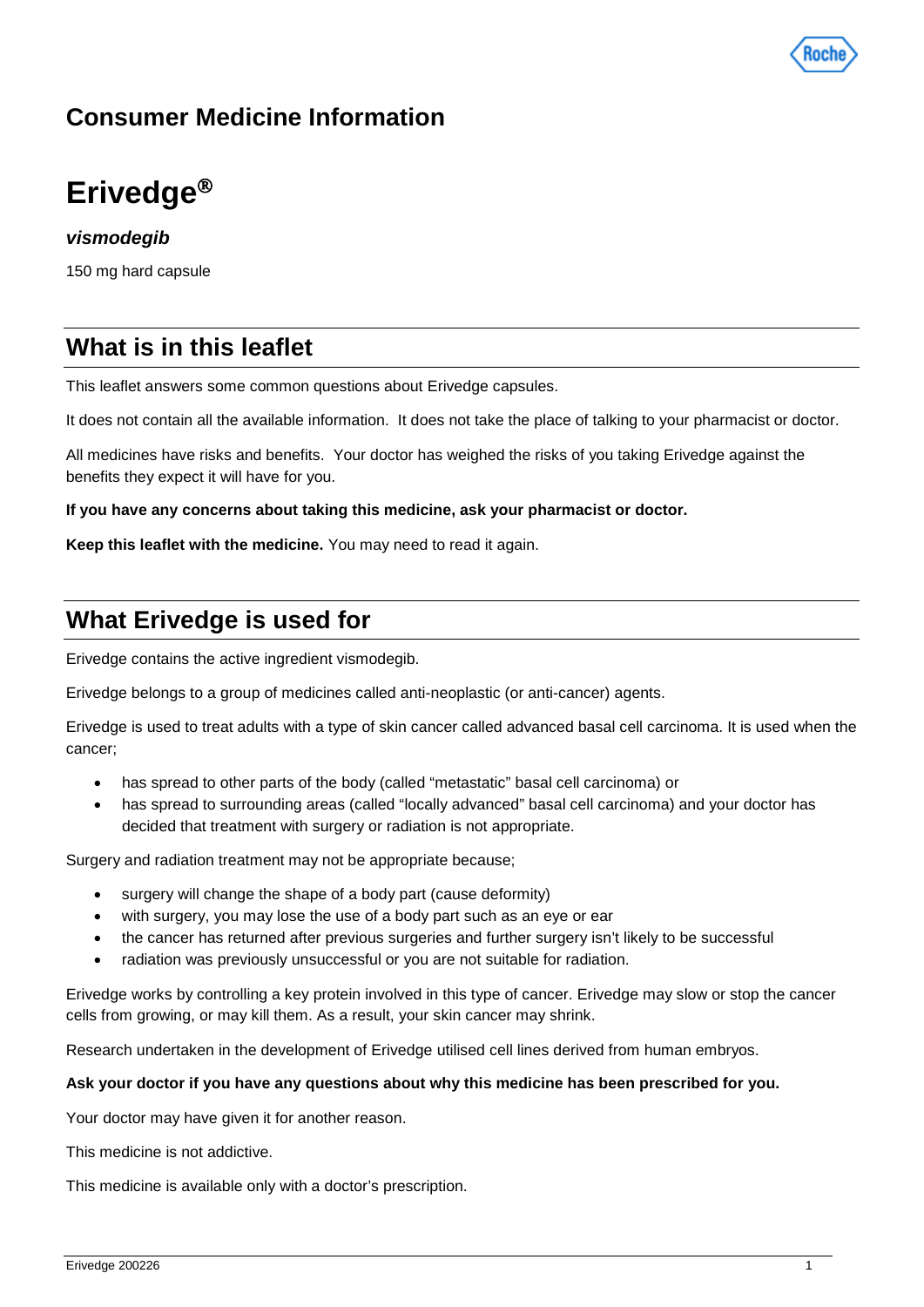# Consumer Medicine Information

# Erivedge®

***vismodegib***

150 mg hard capsule

## What is in this leaflet

This leaflet answers some common questions about Erivedge capsules.

It does not contain all the available information. It does not take the place of talking to your pharmacist or doctor.

All medicines have risks and benefits. Your doctor has weighed the risks of you taking Erivedge against the benefits they expect it will have for you.

**If you have any concerns about taking this medicine, ask your pharmacist or doctor.**

**Keep this leaflet with the medicine.** You may need to read it again.

## What Erivedge is used for

Erivedge contains the active ingredient vismodegib.

Erivedge belongs to a group of medicines called anti-neoplastic (or anti-cancer) agents.

Erivedge is used to treat adults with a type of skin cancer called advanced basal cell carcinoma. It is used when the cancer;

- has spread to other parts of the body (called "metastatic" basal cell carcinoma) or
- has spread to surrounding areas (called "locally advanced" basal cell carcinoma) and your doctor has decided that treatment with surgery or radiation is not appropriate.

Surgery and radiation treatment may not be appropriate because;

- surgery will change the shape of a body part (cause deformity)
- with surgery, you may lose the use of a body part such as an eye or ear
- the cancer has returned after previous surgeries and further surgery isn't likely to be successful
- radiation was previously unsuccessful or you are not suitable for radiation.

Erivedge works by controlling a key protein involved in this type of cancer. Erivedge may slow or stop the cancer cells from growing, or may kill them. As a result, your skin cancer may shrink.

Research undertaken in the development of Erivedge utilised cell lines derived from human embryos.

**Ask your doctor if you have any questions about why this medicine has been prescribed for you.**

Your doctor may have given it for another reason.

This medicine is not addictive.

This medicine is available only with a doctor's prescription.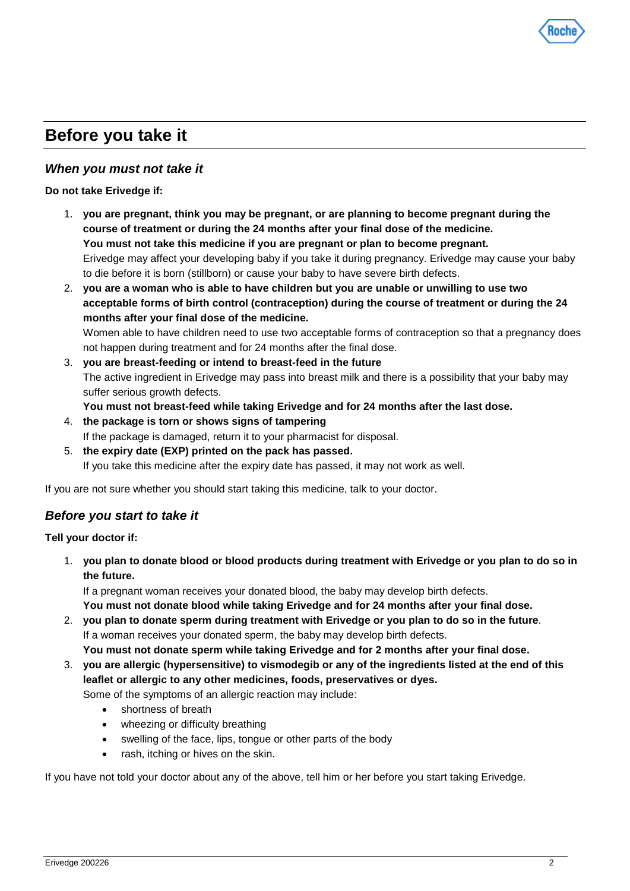# Before you take it

## *When you must not take it*

**Do not take Erivedge if:**

1. **you are pregnant, think you may be pregnant, or are planning to become pregnant during the course of treatment or during the 24 months after your final dose of the medicine.**
   **You must not take this medicine if you are pregnant or plan to become pregnant.**
   Erivedge may affect your developing baby if you take it during pregnancy. Erivedge may cause your baby to die before it is born (stillborn) or cause your baby to have severe birth defects.
2. **you are a woman who is able to have children but you are unable or unwilling to use two acceptable forms of birth control (contraception) during the course of treatment or during the 24 months after your final dose of the medicine.**
   Women able to have children need to use two acceptable forms of contraception so that a pregnancy does not happen during treatment and for 24 months after the final dose.
3. **you are breast-feeding or intend to breast-feed in the future**
   The active ingredient in Erivedge may pass into breast milk and there is a possibility that your baby may suffer serious growth defects.
   **You must not breast-feed while taking Erivedge and for 24 months after the last dose.**
4. **the package is torn or shows signs of tampering**
   If the package is damaged, return it to your pharmacist for disposal.
5. **the expiry date (EXP) printed on the pack has passed.**
   If you take this medicine after the expiry date has passed, it may not work as well.

If you are not sure whether you should start taking this medicine, talk to your doctor.

## *Before you start to take it*

**Tell your doctor if:**

1. **you plan to donate blood or blood products during treatment with Erivedge or you plan to do so in the future.**
   If a pregnant woman receives your donated blood, the baby may develop birth defects.
   **You must not donate blood while taking Erivedge and for 24 months after your final dose.**
2. **you plan to donate sperm during treatment with Erivedge or you plan to do so in the future**.
   If a woman receives your donated sperm, the baby may develop birth defects.
   **You must not donate sperm while taking Erivedge and for 2 months after your final dose.**
3. **you are allergic (hypersensitive) to vismodegib or any of the ingredients listed at the end of this leaflet or allergic to any other medicines, foods, preservatives or dyes.**
   Some of the symptoms of an allergic reaction may include:
   - shortness of breath
   - wheezing or difficulty breathing
   - swelling of the face, lips, tongue or other parts of the body
   - rash, itching or hives on the skin.

If you have not told your doctor about any of the above, tell him or her before you start taking Erivedge.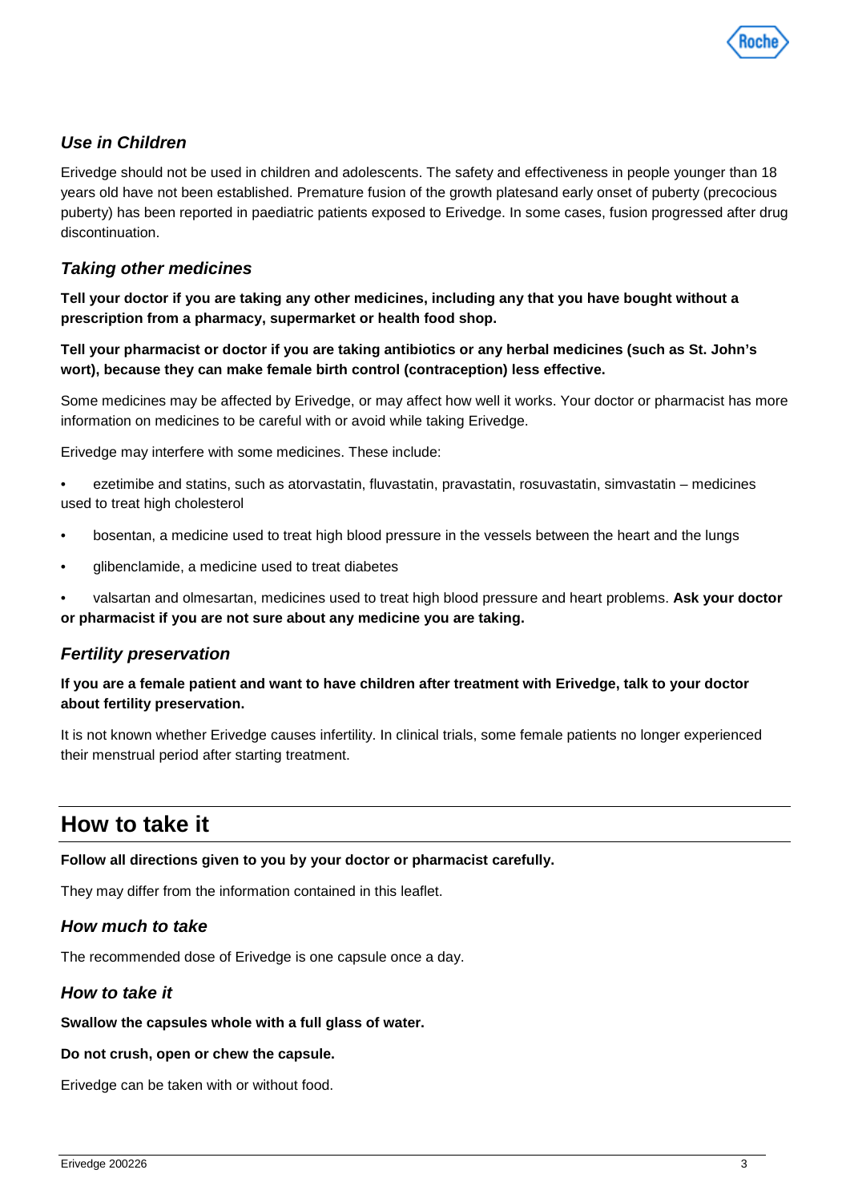### *Use in Children*

Erivedge should not be used in children and adolescents. The safety and effectiveness in people younger than 18 years old have not been established. Premature fusion of the growth platesand early onset of puberty (precocious puberty) has been reported in paediatric patients exposed to Erivedge. In some cases, fusion progressed after drug discontinuation.

### *Taking other medicines*

**Tell your doctor if you are taking any other medicines, including any that you have bought without a prescription from a pharmacy, supermarket or health food shop.**

**Tell your pharmacist or doctor if you are taking antibiotics or any herbal medicines (such as St. John's wort), because they can make female birth control (contraception) less effective.**

Some medicines may be affected by Erivedge, or may affect how well it works. Your doctor or pharmacist has more information on medicines to be careful with or avoid while taking Erivedge.

Erivedge may interfere with some medicines. These include:

- ezetimibe and statins, such as atorvastatin, fluvastatin, pravastatin, rosuvastatin, simvastatin – medicines used to treat high cholesterol
- bosentan, a medicine used to treat high blood pressure in the vessels between the heart and the lungs
- glibenclamide, a medicine used to treat diabetes
- valsartan and olmesartan, medicines used to treat high blood pressure and heart problems. **Ask your doctor or pharmacist if you are not sure about any medicine you are taking.**

### *Fertility preservation*

**If you are a female patient and want to have children after treatment with Erivedge, talk to your doctor about fertility preservation.**

It is not known whether Erivedge causes infertility. In clinical trials, some female patients no longer experienced their menstrual period after starting treatment.

## How to take it

**Follow all directions given to you by your doctor or pharmacist carefully.**

They may differ from the information contained in this leaflet.

### *How much to take*

The recommended dose of Erivedge is one capsule once a day.

### *How to take it*

**Swallow the capsules whole with a full glass of water.**

**Do not crush, open or chew the capsule.**

Erivedge can be taken with or without food.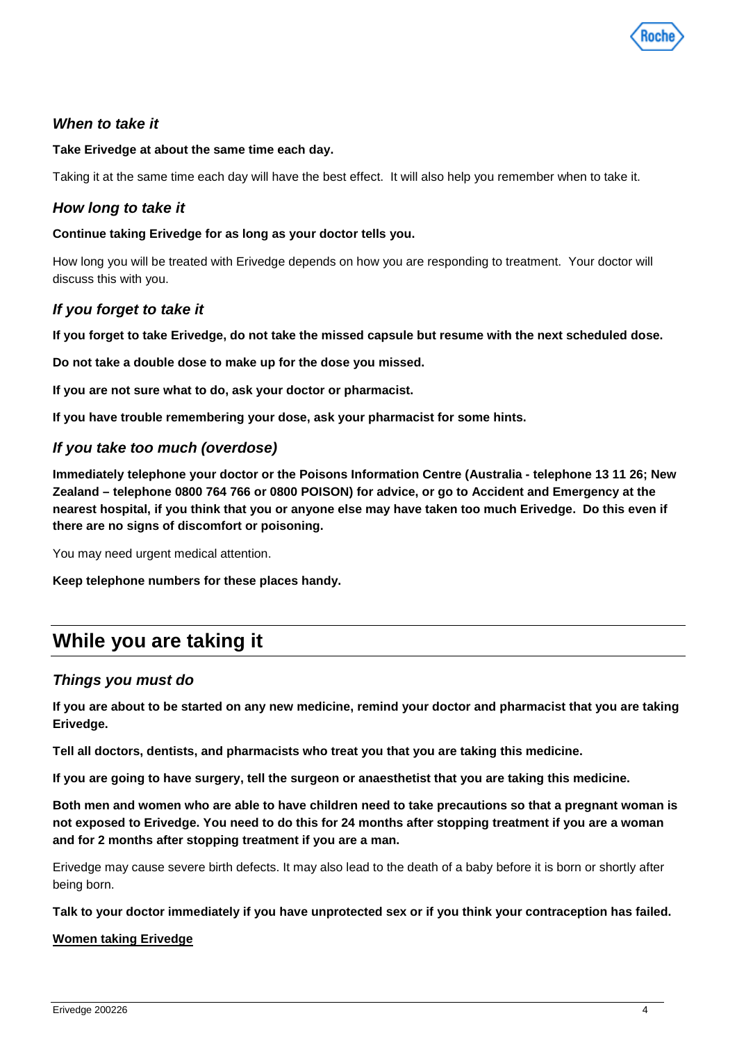### *When to take it*

**Take Erivedge at about the same time each day.**

Taking it at the same time each day will have the best effect. It will also help you remember when to take it.

### *How long to take it*

**Continue taking Erivedge for as long as your doctor tells you.**

How long you will be treated with Erivedge depends on how you are responding to treatment. Your doctor will discuss this with you.

### *If you forget to take it*

**If you forget to take Erivedge, do not take the missed capsule but resume with the next scheduled dose.**

**Do not take a double dose to make up for the dose you missed.**

**If you are not sure what to do, ask your doctor or pharmacist.**

**If you have trouble remembering your dose, ask your pharmacist for some hints.**

### *If you take too much (overdose)*

**Immediately telephone your doctor or the Poisons Information Centre (Australia - telephone 13 11 26; New Zealand – telephone 0800 764 766 or 0800 POISON) for advice, or go to Accident and Emergency at the nearest hospital, if you think that you or anyone else may have taken too much Erivedge. Do this even if there are no signs of discomfort or poisoning.**

You may need urgent medical attention.

**Keep telephone numbers for these places handy.**

## While you are taking it

### *Things you must do*

**If you are about to be started on any new medicine, remind your doctor and pharmacist that you are taking Erivedge.**

**Tell all doctors, dentists, and pharmacists who treat you that you are taking this medicine.**

**If you are going to have surgery, tell the surgeon or anaesthetist that you are taking this medicine.**

**Both men and women who are able to have children need to take precautions so that a pregnant woman is not exposed to Erivedge. You need to do this for 24 months after stopping treatment if you are a woman and for 2 months after stopping treatment if you are a man.**

Erivedge may cause severe birth defects. It may also lead to the death of a baby before it is born or shortly after being born.

**Talk to your doctor immediately if you have unprotected sex or if you think your contraception has failed.**

**<u>Women taking Erivedge</u>**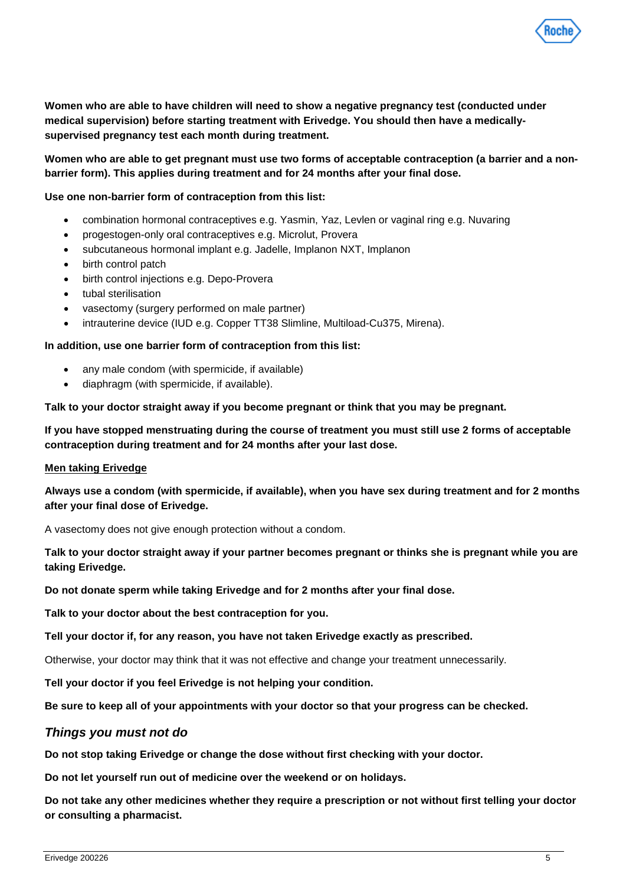**Women who are able to have children will need to show a negative pregnancy test (conducted under medical supervision) before starting treatment with Erivedge. You should then have a medically-supervised pregnancy test each month during treatment.**

**Women who are able to get pregnant must use two forms of acceptable contraception (a barrier and a non-barrier form). This applies during treatment and for 24 months after your final dose.**

**Use one non-barrier form of contraception from this list:**

- combination hormonal contraceptives e.g. Yasmin, Yaz, Levlen or vaginal ring e.g. Nuvaring
- progestogen-only oral contraceptives e.g. Microlut, Provera
- subcutaneous hormonal implant e.g. Jadelle, Implanon NXT, Implanon
- birth control patch
- birth control injections e.g. Depo-Provera
- tubal sterilisation
- vasectomy (surgery performed on male partner)
- intrauterine device (IUD e.g. Copper TT38 Slimline, Multiload-Cu375, Mirena).

**In addition, use one barrier form of contraception from this list:**

- any male condom (with spermicide, if available)
- diaphragm (with spermicide, if available).

**Talk to your doctor straight away if you become pregnant or think that you may be pregnant.**

**If you have stopped menstruating during the course of treatment you must still use 2 forms of acceptable contraception during treatment and for 24 months after your last dose.**

<u>**Men taking Erivedge**</u>

**Always use a condom (with spermicide, if available), when you have sex during treatment and for 2 months after your final dose of Erivedge.**

A vasectomy does not give enough protection without a condom.

**Talk to your doctor straight away if your partner becomes pregnant or thinks she is pregnant while you are taking Erivedge.**

**Do not donate sperm while taking Erivedge and for 2 months after your final dose.**

**Talk to your doctor about the best contraception for you.**

**Tell your doctor if, for any reason, you have not taken Erivedge exactly as prescribed.**

Otherwise, your doctor may think that it was not effective and change your treatment unnecessarily.

**Tell your doctor if you feel Erivedge is not helping your condition.**

**Be sure to keep all of your appointments with your doctor so that your progress can be checked.**

### *Things you must not do*

**Do not stop taking Erivedge or change the dose without first checking with your doctor.**

**Do not let yourself run out of medicine over the weekend or on holidays.**

**Do not take any other medicines whether they require a prescription or not without first telling your doctor or consulting a pharmacist.**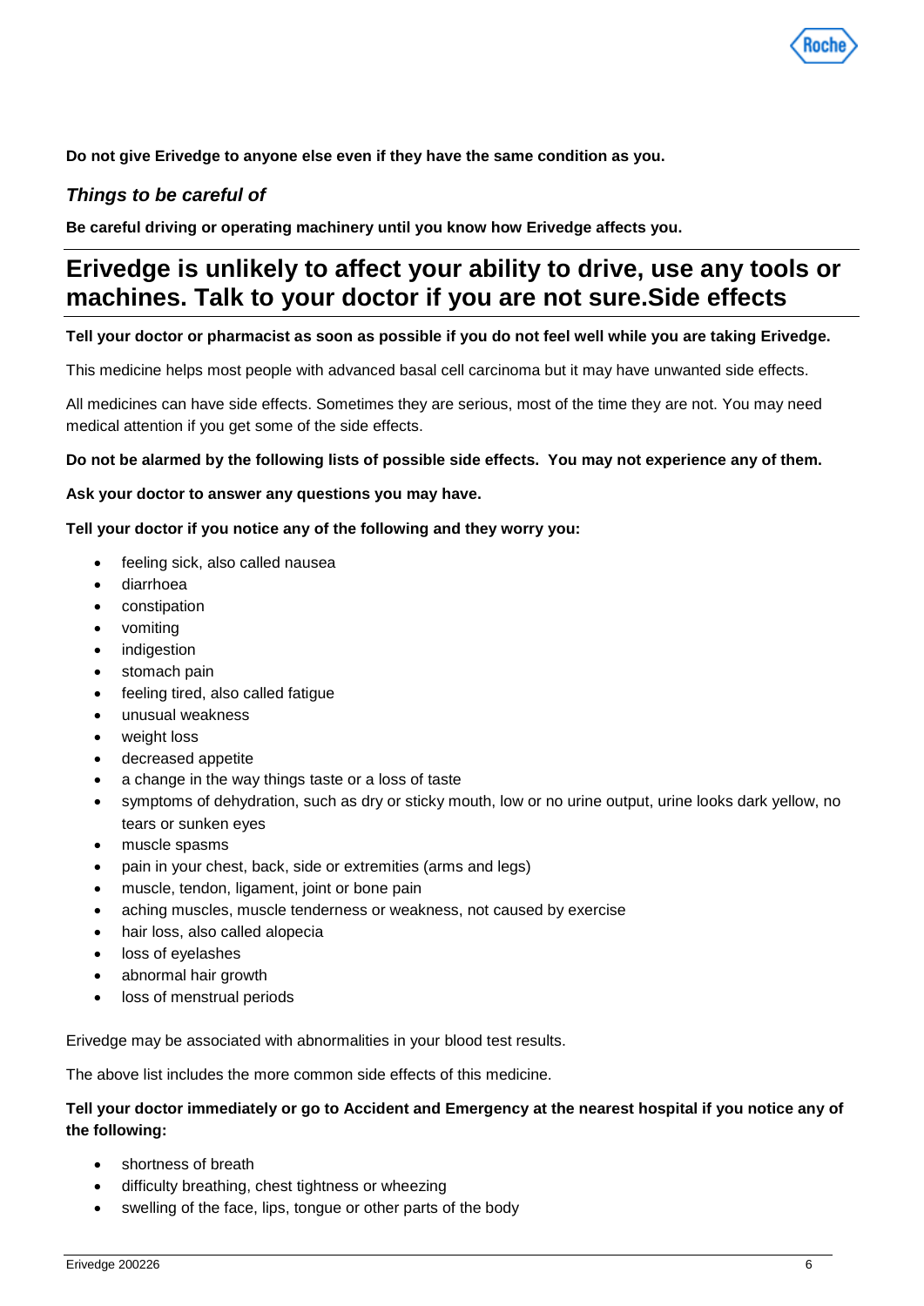**Do not give Erivedge to anyone else even if they have the same condition as you.**

### *Things to be careful of*

**Be careful driving or operating machinery until you know how Erivedge affects you.**

# Erivedge is unlikely to affect your ability to drive, use any tools or machines. Talk to your doctor if you are not sure.Side effects

**Tell your doctor or pharmacist as soon as possible if you do not feel well while you are taking Erivedge.**

This medicine helps most people with advanced basal cell carcinoma but it may have unwanted side effects.

All medicines can have side effects. Sometimes they are serious, most of the time they are not. You may need medical attention if you get some of the side effects.

**Do not be alarmed by the following lists of possible side effects. You may not experience any of them.**

**Ask your doctor to answer any questions you may have.**

**Tell your doctor if you notice any of the following and they worry you:**

- feeling sick, also called nausea
- diarrhoea
- constipation
- vomiting
- indigestion
- stomach pain
- feeling tired, also called fatigue
- unusual weakness
- weight loss
- decreased appetite
- a change in the way things taste or a loss of taste
- symptoms of dehydration, such as dry or sticky mouth, low or no urine output, urine looks dark yellow, no tears or sunken eyes
- muscle spasms
- pain in your chest, back, side or extremities (arms and legs)
- muscle, tendon, ligament, joint or bone pain
- aching muscles, muscle tenderness or weakness, not caused by exercise
- hair loss, also called alopecia
- loss of eyelashes
- abnormal hair growth
- loss of menstrual periods

Erivedge may be associated with abnormalities in your blood test results.

The above list includes the more common side effects of this medicine.

**Tell your doctor immediately or go to Accident and Emergency at the nearest hospital if you notice any of the following:**

- shortness of breath
- difficulty breathing, chest tightness or wheezing
- swelling of the face, lips, tongue or other parts of the body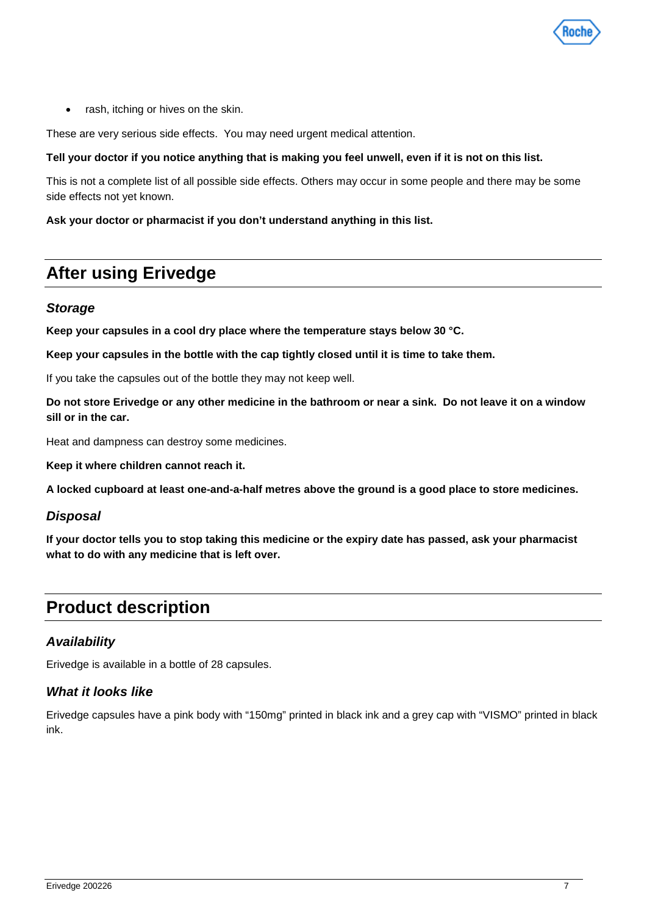- rash, itching or hives on the skin.

These are very serious side effects. You may need urgent medical attention.

**Tell your doctor if you notice anything that is making you feel unwell, even if it is not on this list.**

This is not a complete list of all possible side effects. Others may occur in some people and there may be some side effects not yet known.

**Ask your doctor or pharmacist if you don't understand anything in this list.**

## After using Erivedge

### *Storage*

**Keep your capsules in a cool dry place where the temperature stays below 30 °C.**

**Keep your capsules in the bottle with the cap tightly closed until it is time to take them.**

If you take the capsules out of the bottle they may not keep well.

**Do not store Erivedge or any other medicine in the bathroom or near a sink. Do not leave it on a window sill or in the car.**

Heat and dampness can destroy some medicines.

**Keep it where children cannot reach it.**

**A locked cupboard at least one-and-a-half metres above the ground is a good place to store medicines.**

### *Disposal*

**If your doctor tells you to stop taking this medicine or the expiry date has passed, ask your pharmacist what to do with any medicine that is left over.**

## Product description

### *Availability*

Erivedge is available in a bottle of 28 capsules.

### *What it looks like*

Erivedge capsules have a pink body with "150mg" printed in black ink and a grey cap with "VISMO" printed in black ink.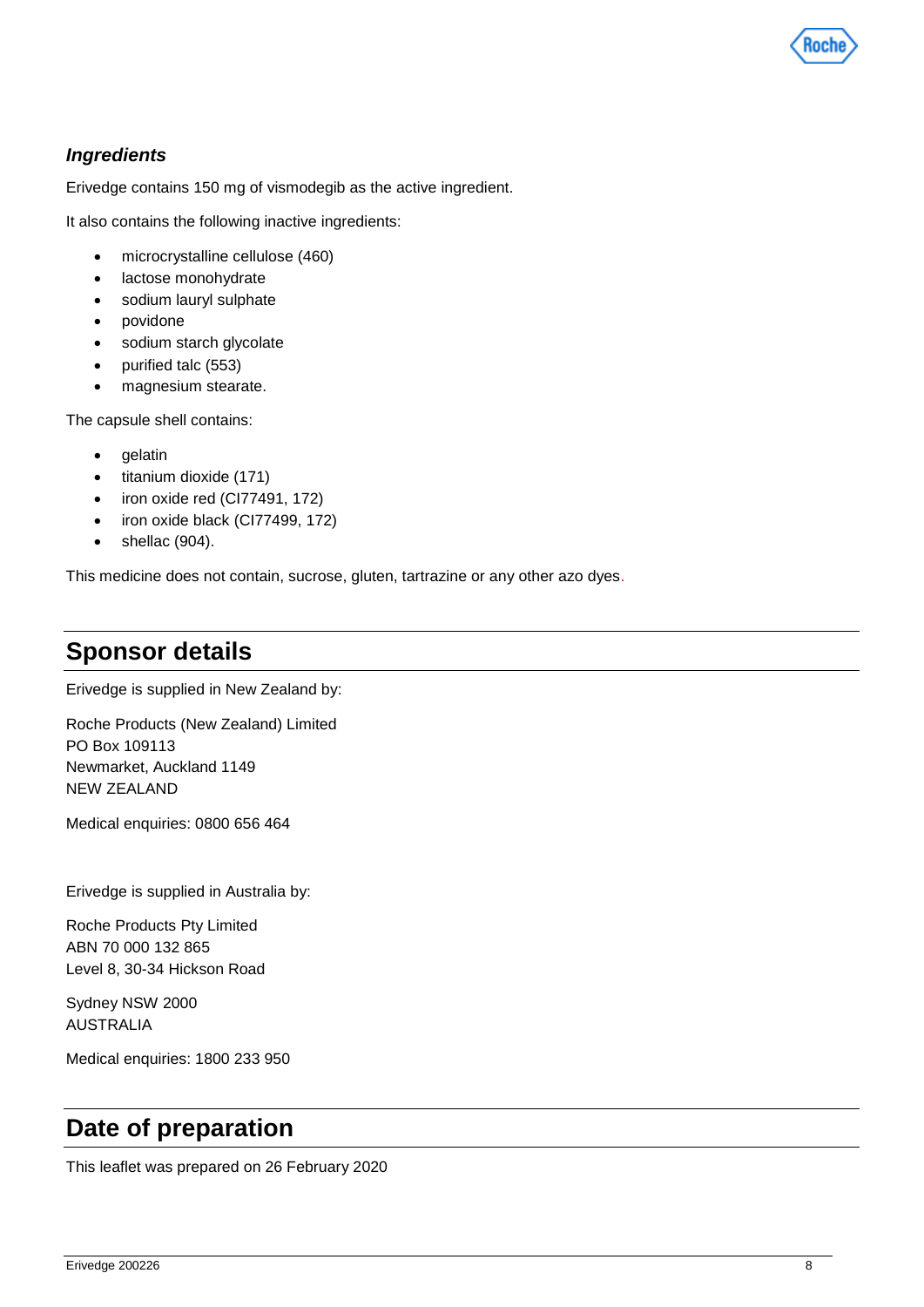### Ingredients

Erivedge contains 150 mg of vismodegib as the active ingredient.

It also contains the following inactive ingredients:

- microcrystalline cellulose (460)
- lactose monohydrate
- sodium lauryl sulphate
- povidone
- sodium starch glycolate
- purified talc (553)
- magnesium stearate.

The capsule shell contains:

- gelatin
- titanium dioxide (171)
- iron oxide red (CI77491, 172)
- iron oxide black (CI77499, 172)
- shellac (904).

This medicine does not contain, sucrose, gluten, tartrazine or any other azo dyes.

## Sponsor details

Erivedge is supplied in New Zealand by:

Roche Products (New Zealand) Limited
PO Box 109113
Newmarket, Auckland 1149
NEW ZEALAND

Medical enquiries: 0800 656 464

Erivedge is supplied in Australia by:

Roche Products Pty Limited
ABN 70 000 132 865
Level 8, 30-34 Hickson Road

Sydney NSW 2000
AUSTRALIA

Medical enquiries: 1800 233 950

## Date of preparation

This leaflet was prepared on 26 February 2020